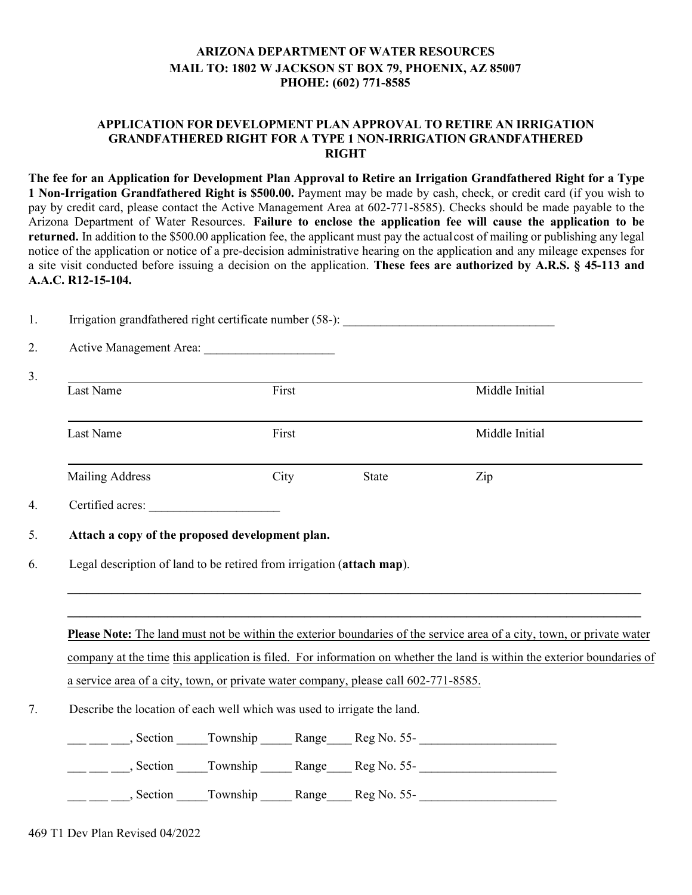**ARIZONA DEPARTMENT OF WATER RESOURCES**
**MAIL TO: 1802 W JACKSON ST BOX 79, PHOENIX, AZ 85007**
**PHOHE: (602) 771-8585**

## APPLICATION FOR DEVELOPMENT PLAN APPROVAL TO RETIRE AN IRRIGATION GRANDFATHERED RIGHT FOR A TYPE 1 NON-IRRIGATION GRANDFATHERED RIGHT

**The fee for an Application for Development Plan Approval to Retire an Irrigation Grandfathered Right for a Type 1 Non-Irrigation Grandfathered Right is $500.00.** Payment may be made by cash, check, or credit card (if you wish to pay by credit card, please contact the Active Management Area at 602-771-8585). Checks should be made payable to the Arizona Department of Water Resources. **Failure to enclose the application fee will cause the application to be returned.** In addition to the $500.00 application fee, the applicant must pay the actual cost of mailing or publishing any legal notice of the application or notice of a pre-decision administrative hearing on the application and any mileage expenses for a site visit conducted before issuing a decision on the application. **These fees are authorized by A.R.S. § 45-113 and A.A.C. R12-15-104.**

1. Irrigation grandfathered right certificate number (58-): ___________________________________

2. Active Management Area: _____________________

3. 

| Last Name | First | | Middle Initial |
|---|---|---|---|
| | | | |
| Last Name | First | | Middle Initial |
| | | | |
| Mailing Address | City | State | Zip |

4. Certified acres: _____________________

5. **Attach a copy of the proposed development plan.**

6. Legal description of land to be retired from irrigation (**attach map**).

____________________________________________________________________________________

____________________________________________________________________________________

**Please Note:** The land must not be within the exterior boundaries of the service area of a city, town, or private water company at the time this application is filed. For information on whether the land is within the exterior boundaries of a service area of a city, town, or private water company, please call 602-771-8585.

7. Describe the location of each well which was used to irrigate the land.

___ ___ ___, Section _____Township _____ Range____ Reg No. 55- ______________________

___ ___ ___, Section _____Township _____ Range____ Reg No. 55- ______________________

___ ___ ___, Section _____Township _____ Range____ Reg No. 55- ______________________

469 T1 Dev Plan Revised 04/2022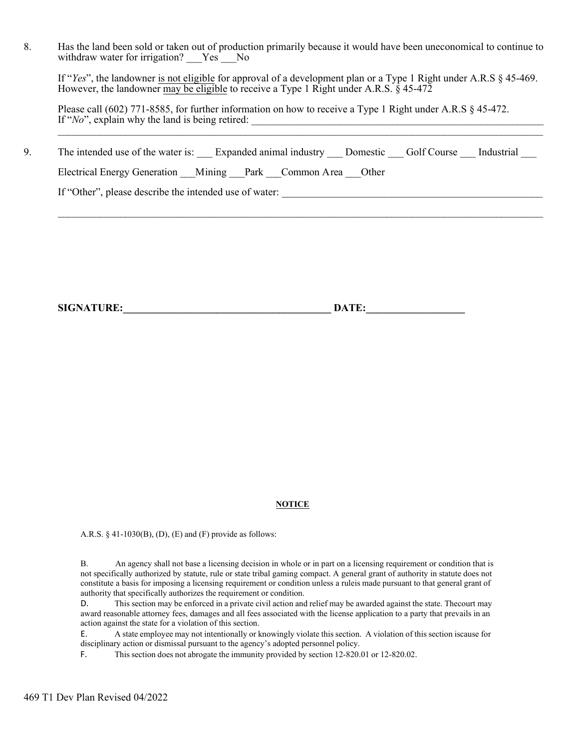8. Has the land been sold or taken out of production primarily because it would have been uneconomical to continue to withdraw water for irrigation? ___Yes ___No

   If "*Yes*", the landowner <u>is not eligible</u> for approval of a development plan or a Type 1 Right under A.R.S § 45-469. However, the landowner <u>may be eligible</u> to receive a Type 1 Right under A.R.S. § 45-472

   Please call (602) 771-8585, for further information on how to receive a Type 1 Right under A.R.S § 45-472.
   If "*No*", explain why the land is being retired: ____________________________________________________________
   ________________________________________________________________________________________________

9. The intended use of the water is: ___ Expanded animal industry ___ Domestic ___ Golf Course ___ Industrial ___ Electrical Energy Generation ___Mining ___Park ___Common Area ___Other

   If "Other", please describe the intended use of water: ______________________________________________________
   ________________________________________________________________________________________________

**SIGNATURE:________________________________________ DATE:__________________**

**NOTICE**

A.R.S. § 41-1030(B), (D), (E) and (F) provide as follows:

B. An agency shall not base a licensing decision in whole or in part on a licensing requirement or condition that is not specifically authorized by statute, rule or state tribal gaming compact. A general grant of authority in statute does not constitute a basis for imposing a licensing requirement or condition unless a ruleis made pursuant to that general grant of authority that specifically authorizes the requirement or condition.

D. This section may be enforced in a private civil action and relief may be awarded against the state. Thecourt may award reasonable attorney fees, damages and all fees associated with the license application to a party that prevails in an action against the state for a violation of this section.

E. A state employee may not intentionally or knowingly violate this section. A violation of this section iscause for disciplinary action or dismissal pursuant to the agency's adopted personnel policy.

F. This section does not abrogate the immunity provided by section 12-820.01 or 12-820.02.

469 T1 Dev Plan Revised 04/2022